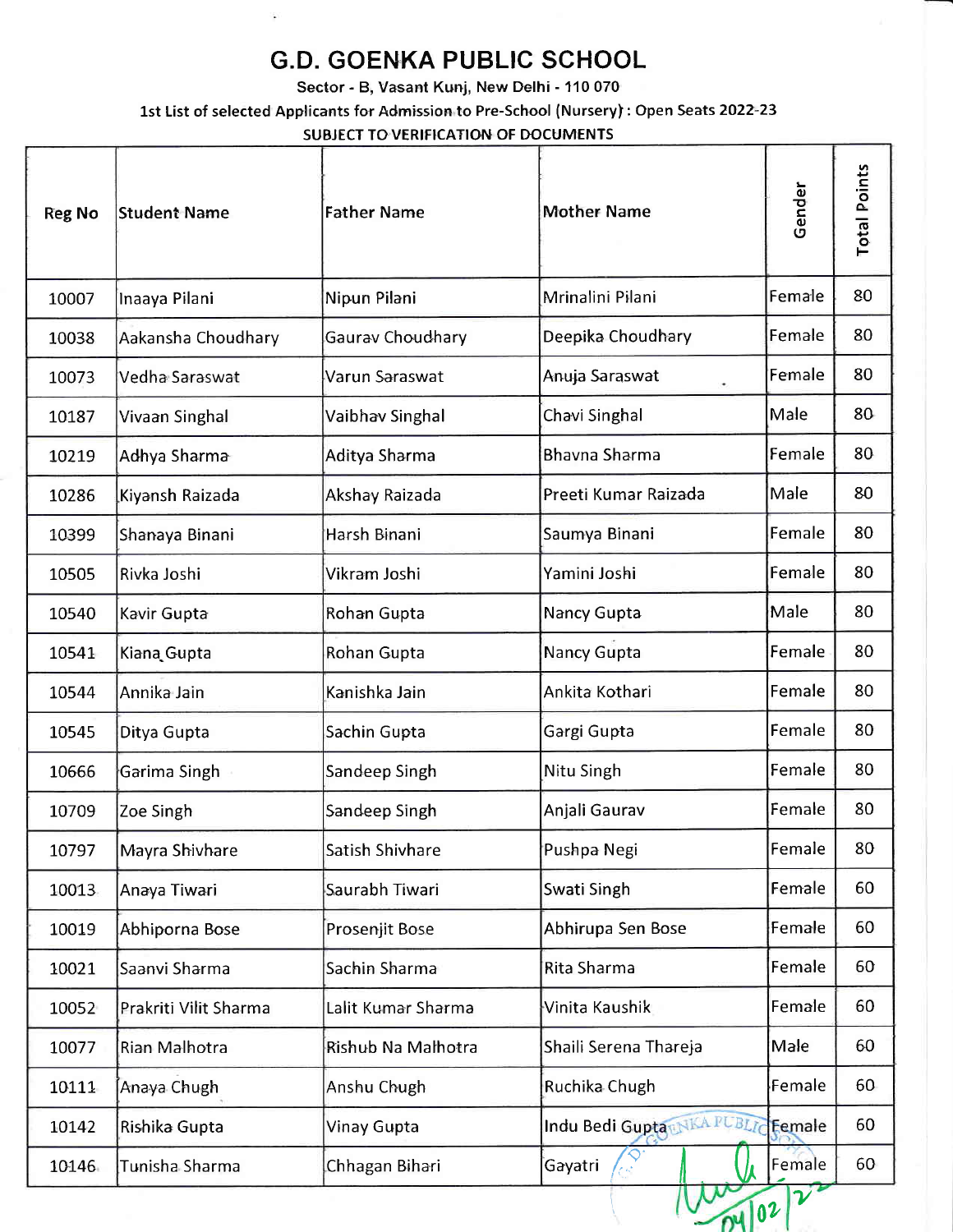# G.D. GOENKA PUBLIC SCHOOL

Sector - B, Vasant Kunj, New Delhi - 110 070

1st List of selected Applicants for Admission to Pre-School (Nursery) : Open Seats 2022-23

SUBJECT TO VERIFICATION OF DOCUMENTS

| Reg No | Student Name | Father Name | Mother Name | Gender | Total Points |
|---|---|---|---|---|---|
| 10007 | Inaaya Pilani | Nipun Pilani | Mrinalini Pilani | Female | 80 |
| 10038 | Aakansha Choudhary | Gaurav Choudhary | Deepika Choudhary | Female | 80 |
| 10073 | Vedha Saraswat | Varun Saraswat | Anuja Saraswat | Female | 80 |
| 10187 | Vivaan Singhal | Vaibhav Singhal | Chavi Singhal | Male | 80 |
| 10219 | Adhya Sharma | Aditya Sharma | Bhavna Sharma | Female | 80 |
| 10286 | Kiyansh Raizada | Akshay Raizada | Preeti Kumar Raizada | Male | 80 |
| 10399 | Shanaya Binani | Harsh Binani | Saumya Binani | Female | 80 |
| 10505 | Rivka Joshi | Vikram Joshi | Yamini Joshi | Female | 80 |
| 10540 | Kavir Gupta | Rohan Gupta | Nancy Gupta | Male | 80 |
| 10541 | Kiana Gupta | Rohan Gupta | Nancy Gupta | Female | 80 |
| 10544 | Annika Jain | Kanishka Jain | Ankita Kothari | Female | 80 |
| 10545 | Ditya Gupta | Sachin Gupta | Gargi Gupta | Female | 80 |
| 10666 | Garima Singh | Sandeep Singh | Nitu Singh | Female | 80 |
| 10709 | Zoe Singh | Sandeep Singh | Anjali Gaurav | Female | 80 |
| 10797 | Mayra Shivhare | Satish Shivhare | Pushpa Negi | Female | 80 |
| 10013 | Anaya Tiwari | Saurabh Tiwari | Swati Singh | Female | 60 |
| 10019 | Abhiporna Bose | Prosenjit Bose | Abhirupa Sen Bose | Female | 60 |
| 10021 | Saanvi Sharma | Sachin Sharma | Rita Sharma | Female | 60 |
| 10052 | Prakriti Vilit Sharma | Lalit Kumar Sharma | Vinita Kaushik | Female | 60 |
| 10077 | Rian Malhotra | Rishub Na Malhotra | Shaili Serena Thareja | Male | 60 |
| 10111 | Anaya Chugh | Anshu Chugh | Ruchika Chugh | Female | 60 |
| 10142 | Rishika Gupta | Vinay Gupta | Indu Bedi Gupta | Female | 60 |
| 10146 | Tunisha Sharma | Chhagan Bihari | Gayatri | Female | 60 |

04/02/22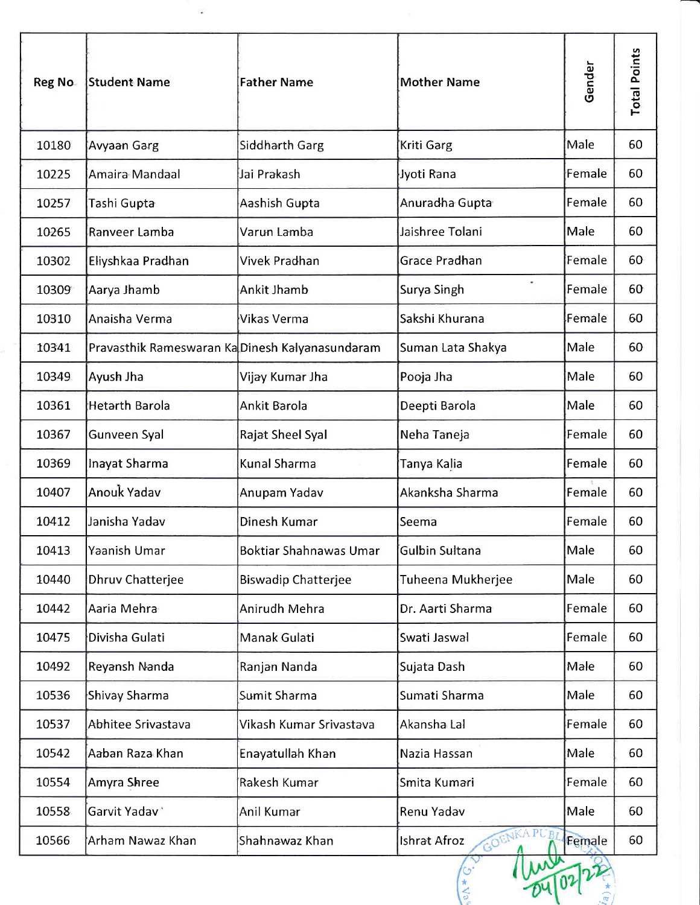| Reg No | Student Name | Father Name | Mother Name | Gender | Total Points |
|---|---|---|---|---|---|
| 10180 | Avyaan Garg | Siddharth Garg | Kriti Garg | Male | 60 |
| 10225 | Amaira Mandaal | Jai Prakash | Jyoti Rana | Female | 60 |
| 10257 | Tashi Gupta | Aashish Gupta | Anuradha Gupta | Female | 60 |
| 10265 | Ranveer Lamba | Varun Lamba | Jaishree Tolani | Male | 60 |
| 10302 | Eliyshkaa Pradhan | Vivek Pradhan | Grace Pradhan | Female | 60 |
| 10309 | Aarya Jhamb | Ankit Jhamb | Surya Singh | Female | 60 |
| 10310 | Anaisha Verma | Vikas Verma | Sakshi Khurana | Female | 60 |
| 10341 | Pravasthik Rameswaran Ka | Dinesh Kalyanasundaram | Suman Lata Shakya | Male | 60 |
| 10349 | Ayush Jha | Vijay Kumar Jha | Pooja Jha | Male | 60 |
| 10361 | Hetarth Barola | Ankit Barola | Deepti Barola | Male | 60 |
| 10367 | Gunveen Syal | Rajat Sheel Syal | Neha Taneja | Female | 60 |
| 10369 | Inayat Sharma | Kunal Sharma | Tanya Kalia | Female | 60 |
| 10407 | Anouk Yadav | Anupam Yadav | Akanksha Sharma | Female | 60 |
| 10412 | Janisha Yadav | Dinesh Kumar | Seema | Female | 60 |
| 10413 | Yaanish Umar | Boktiar Shahnawas Umar | Gulbin Sultana | Male | 60 |
| 10440 | Dhruv Chatterjee | Biswadip Chatterjee | Tuheena Mukherjee | Male | 60 |
| 10442 | Aaria Mehra | Anirudh Mehra | Dr. Aarti Sharma | Female | 60 |
| 10475 | Divisha Gulati | Manak Gulati | Swati Jaswal | Female | 60 |
| 10492 | Reyansh Nanda | Ranjan Nanda | Sujata Dash | Male | 60 |
| 10536 | Shivay Sharma | Sumit Sharma | Sumati Sharma | Male | 60 |
| 10537 | Abhitee Srivastava | Vikash Kumar Srivastava | Akansha Lal | Female | 60 |
| 10542 | Aaban Raza Khan | Enayatullah Khan | Nazia Hassan | Male | 60 |
| 10554 | Amyra Shree | Rakesh Kumar | Smita Kumari | Female | 60 |
| 10558 | Garvit Yadav | Anil Kumar | Renu Yadav | Male | 60 |
| 10566 | Arham Nawaz Khan | Shahnawaz Khan | Ishrat Afroz | Female | 60 |

04/02/22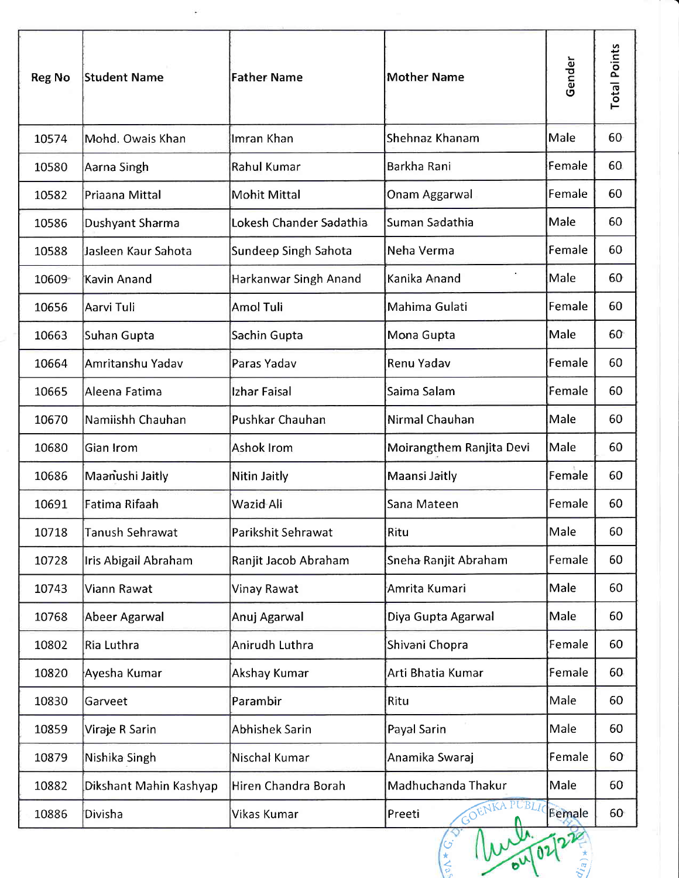| Reg No | Student Name | Father Name | Mother Name | Gender | Total Points |
|---|---|---|---|---|---|
| 10574 | Mohd. Owais Khan | Imran Khan | Shehnaz Khanam | Male | 60 |
| 10580 | Aarna Singh | Rahul Kumar | Barkha Rani | Female | 60 |
| 10582 | Priaana Mittal | Mohit Mittal | Onam Aggarwal | Female | 60 |
| 10586 | Dushyant Sharma | Lokesh Chander Sadathia | Suman Sadathia | Male | 60 |
| 10588 | Jasleen Kaur Sahota | Sundeep Singh Sahota | Neha Verma | Female | 60 |
| 10609 | Kavin Anand | Harkanwar Singh Anand | Kanika Anand | Male | 60 |
| 10656 | Aarvi Tuli | Amol Tuli | Mahima Gulati | Female | 60 |
| 10663 | Suhan Gupta | Sachin Gupta | Mona Gupta | Male | 60 |
| 10664 | Amritanshu Yadav | Paras Yadav | Renu Yadav | Female | 60 |
| 10665 | Aleena Fatima | Izhar Faisal | Saima Salam | Female | 60 |
| 10670 | Namiishh Chauhan | Pushkar Chauhan | Nirmal Chauhan | Male | 60 |
| 10680 | Gian Irom | Ashok Irom | Moirangthem Ranjita Devi | Male | 60 |
| 10686 | Maanushi Jaitly | Nitin Jaitly | Maansi Jaitly | Female | 60 |
| 10691 | Fatima Rifaah | Wazid Ali | Sana Mateen | Female | 60 |
| 10718 | Tanush Sehrawat | Parikshit Sehrawat | Ritu | Male | 60 |
| 10728 | Iris Abigail Abraham | Ranjit Jacob Abraham | Sneha Ranjit Abraham | Female | 60 |
| 10743 | Viann Rawat | Vinay Rawat | Amrita Kumari | Male | 60 |
| 10768 | Abeer Agarwal | Anuj Agarwal | Diya Gupta Agarwal | Male | 60 |
| 10802 | Ria Luthra | Anirudh Luthra | Shivani Chopra | Female | 60 |
| 10820 | Ayesha Kumar | Akshay Kumar | Arti Bhatia Kumar | Female | 60 |
| 10830 | Garveet | Parambir | Ritu | Male | 60 |
| 10859 | Viraje R Sarin | Abhishek Sarin | Payal Sarin | Male | 60 |
| 10879 | Nishika Singh | Nischal Kumar | Anamika Swaraj | Female | 60 |
| 10882 | Dikshant Mahin Kashyap | Hiren Chandra Borah | Madhuchanda Thakur | Male | 60 |
| 10886 | Divisha | Vikas Kumar | Preeti | Female | 60 |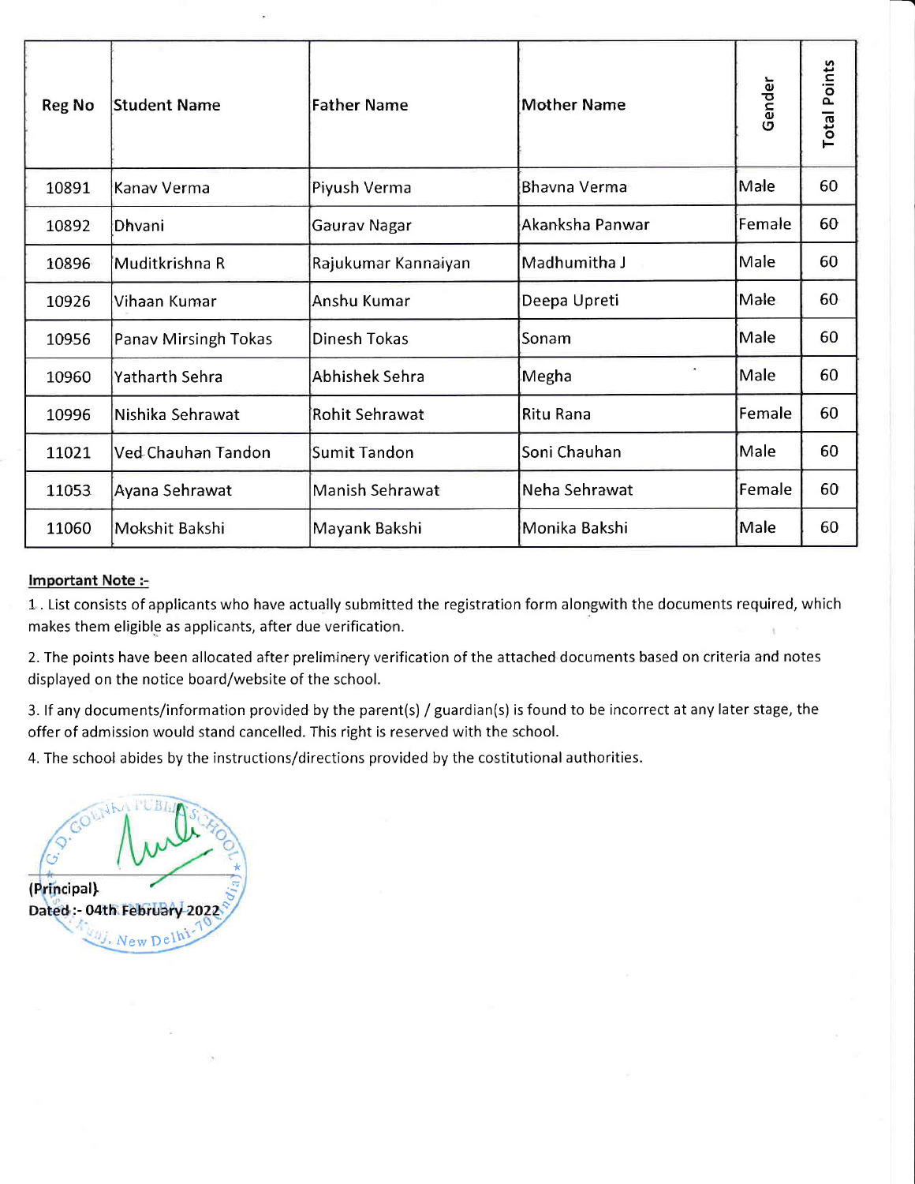| Reg No | Student Name | Father Name | Mother Name | Gender | Total Points |
|---|---|---|---|---|---|
| 10891 | Kanav Verma | Piyush Verma | Bhavna Verma | Male | 60 |
| 10892 | Dhvani | Gaurav Nagar | Akanksha Panwar | Female | 60 |
| 10896 | Muditkrishna R | Rajukumar Kannaiyan | Madhumitha J | Male | 60 |
| 10926 | Vihaan Kumar | Anshu Kumar | Deepa Upreti | Male | 60 |
| 10956 | Panav Mirsingh Tokas | Dinesh Tokas | Sonam | Male | 60 |
| 10960 | Yatharth Sehra | Abhishek Sehra | Megha | Male | 60 |
| 10996 | Nishika Sehrawat | Rohit Sehrawat | Ritu Rana | Female | 60 |
| 11021 | Ved Chauhan Tandon | Sumit Tandon | Soni Chauhan | Male | 60 |
| 11053 | Ayana Sehrawat | Manish Sehrawat | Neha Sehrawat | Female | 60 |
| 11060 | Mokshit Bakshi | Mayank Bakshi | Monika Bakshi | Male | 60 |

**Important Note :-**

1 . List consists of applicants who have actually submitted the registration form alongwith the documents required, which makes them eligible as applicants, after due verification.

2. The points have been allocated after preliminery verification of the attached documents based on criteria and notes displayed on the notice board/website of the school.

3. If any documents/information provided by the parent(s) / guardian(s) is found to be incorrect at any later stage, the offer of admission would stand cancelled. This right is reserved with the school.

4. The school abides by the instructions/directions provided by the costitutional authorities.

**(Principal)**

**Dated :- 04th February 2022**